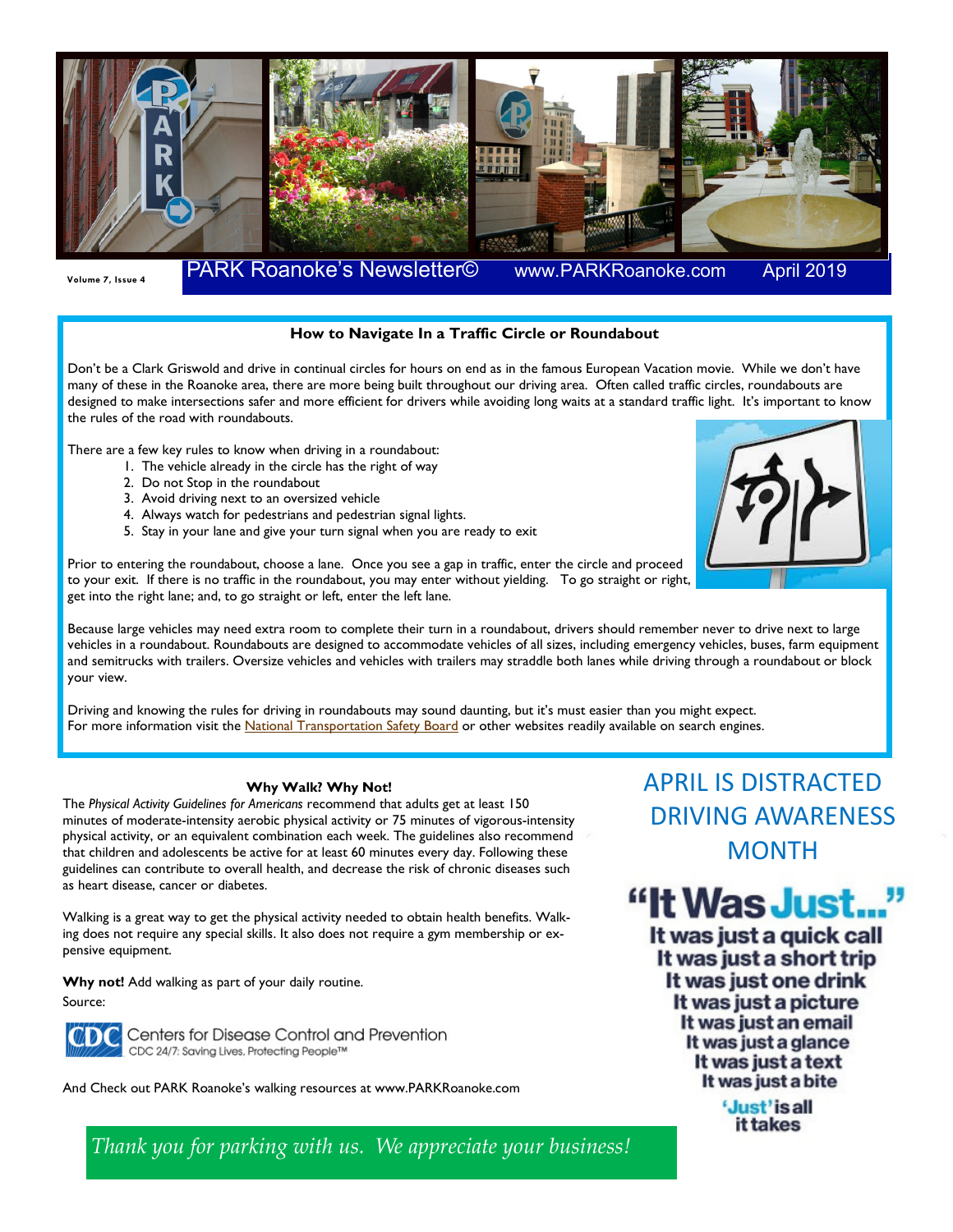Volume 7, Issue 4

# PARK Roanoke's Newsletter© www.PARKRoanoke.com April 2019

## How to Navigate In a Traffic Circle or Roundabout

Don't be a Clark Griswold and drive in continual circles for hours on end as in the famous European Vacation movie. While we don't have many of these in the Roanoke area, there are more being built throughout our driving area. Often called traffic circles, roundabouts are designed to make intersections safer and more efficient for drivers while avoiding long waits at a standard traffic light. It's important to know the rules of the road with roundabouts.

There are a few key rules to know when driving in a roundabout:

1. The vehicle already in the circle has the right of way
2. Do not Stop in the roundabout
3. Avoid driving next to an oversized vehicle
4. Always watch for pedestrians and pedestrian signal lights.
5. Stay in your lane and give your turn signal when you are ready to exit

Prior to entering the roundabout, choose a lane. Once you see a gap in traffic, enter the circle and proceed to your exit. If there is no traffic in the roundabout, you may enter without yielding. To go straight or right, get into the right lane; and, to go straight or left, enter the left lane.

Because large vehicles may need extra room to complete their turn in a roundabout, drivers should remember never to drive next to large vehicles in a roundabout. Roundabouts are designed to accommodate vehicles of all sizes, including emergency vehicles, buses, farm equipment and semitrucks with trailers. Oversize vehicles and vehicles with trailers may straddle both lanes while driving through a roundabout or block your view.

Driving and knowing the rules for driving in roundabouts may sound daunting, but it's must easier than you might expect. For more information visit the National Transportation Safety Board or other websites readily available on search engines.

## Why Walk? Why Not!

The *Physical Activity Guidelines for Americans* recommend that adults get at least 150 minutes of moderate-intensity aerobic physical activity or 75 minutes of vigorous-intensity physical activity, or an equivalent combination each week. The guidelines also recommend that children and adolescents be active for at least 60 minutes every day. Following these guidelines can contribute to overall health, and decrease the risk of chronic diseases such as heart disease, cancer or diabetes.

Walking is a great way to get the physical activity needed to obtain health benefits. Walking does not require any special skills. It also does not require a gym membership or expensive equipment.

**Why not!** Add walking as part of your daily routine.

Source:

Centers for Disease Control and Prevention
CDC 24/7: Saving Lives, Protecting People™

And Check out PARK Roanoke's walking resources at www.PARKRoanoke.com

## APRIL IS DISTRACTED DRIVING AWARENESS MONTH

**"It Was Just..."**

**It was just a quick call**
**It was just a short trip**
**It was just one drink**
**It was just a picture**
**It was just an email**
**It was just a glance**
**It was just a text**
**It was just a bite**

**'Just' is all it takes**

*Thank you for parking with us. We appreciate your business!*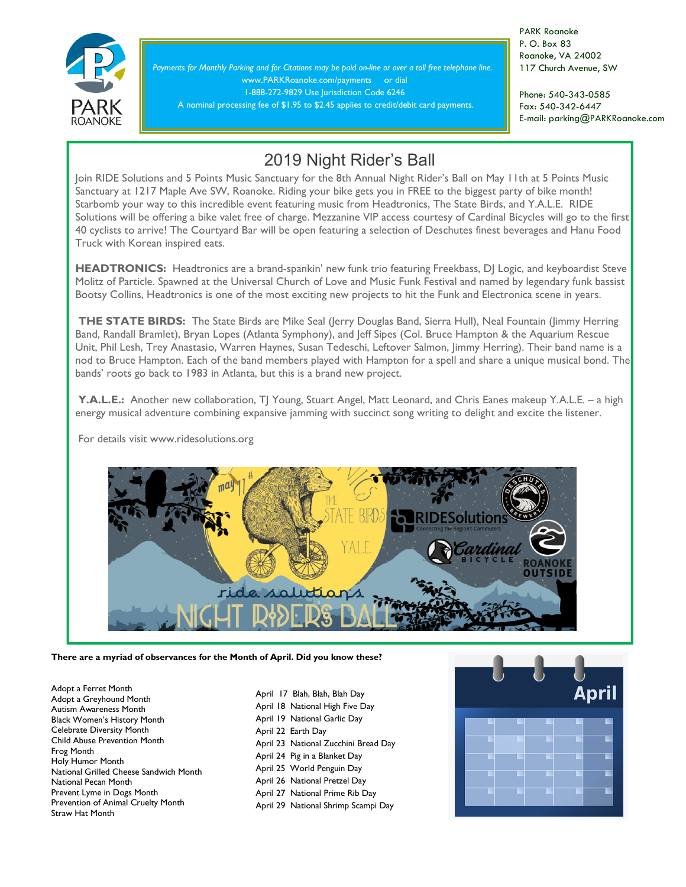PARK ROANOKE

*Payments for Monthly Parking and for Citations may be paid on-line or over a toll free telephone line.*
www.PARKRoanoke.com/payments or dial
1-888-272-9829 Use Jurisdiction Code 6246
A nominal processing fee of $1.95 to $2.45 applies to credit/debit card payments.

PARK Roanoke
P. O. Box 83
Roanoke, VA 24002
117 Church Avenue, SW

Phone: 540-343-0585
Fax: 540-342-6447
E-mail: parking@PARKRoanoke.com

# 2019 Night Rider's Ball

Join RIDE Solutions and 5 Points Music Sanctuary for the 8th Annual Night Rider's Ball on May 11th at 5 Points Music Sanctuary at 1217 Maple Ave SW, Roanoke. Riding your bike gets you in FREE to the biggest party of bike month! Starbomb your way to this incredible event featuring music from Headtronics, The State Birds, and Y.A.L.E. RIDE Solutions will be offering a bike valet free of charge. Mezzanine VIP access courtesy of Cardinal Bicycles will go to the first 40 cyclists to arrive! The Courtyard Bar will be open featuring a selection of Deschutes finest beverages and Hanu Food Truck with Korean inspired eats.

**HEADTRONICS:** Headtronics are a brand-spankin' new funk trio featuring Freekbass, DJ Logic, and keyboardist Steve Molitz of Particle. Spawned at the Universal Church of Love and Music Funk Festival and named by legendary funk bassist Bootsy Collins, Headtronics is one of the most exciting new projects to hit the Funk and Electronica scene in years.

**THE STATE BIRDS:** The State Birds are Mike Seal (Jerry Douglas Band, Sierra Hull), Neal Fountain (Jimmy Herring Band, Randall Bramlet), Bryan Lopes (Atlanta Symphony), and Jeff Sipes (Col. Bruce Hampton & the Aquarium Rescue Unit, Phil Lesh, Trey Anastasio, Warren Haynes, Susan Tedeschi, Leftover Salmon, Jimmy Herring). Their band name is a nod to Bruce Hampton. Each of the band members played with Hampton for a spell and share a unique musical bond. The bands' roots go back to 1983 in Atlanta, but this is a brand new project.

**Y.A.L.E.:** Another new collaboration, TJ Young, Stuart Angel, Matt Leonard, and Chris Eanes makeup Y.A.L.E. – a high energy musical adventure combining expansive jamming with succinct song writing to delight and excite the listener.

For details visit www.ridesolutions.org

**There are a myriad of observances for the Month of April. Did you know these?**

Adopt a Ferret Month
Adopt a Greyhound Month
Autism Awareness Month
Black Women's History Month
Celebrate Diversity Month
Child Abuse Prevention Month
Frog Month
Holy Humor Month
National Grilled Cheese Sandwich Month
National Pecan Month
Prevent Lyme in Dogs Month
Prevention of Animal Cruelty Month
Straw Hat Month

April 17 Blah, Blah, Blah Day
April 18 National High Five Day
April 19 National Garlic Day
April 22 Earth Day
April 23 National Zucchini Bread Day
April 24 Pig in a Blanket Day
April 25 World Penguin Day
April 26 National Pretzel Day
April 27 National Prime Rib Day
April 29 National Shrimp Scampi Day